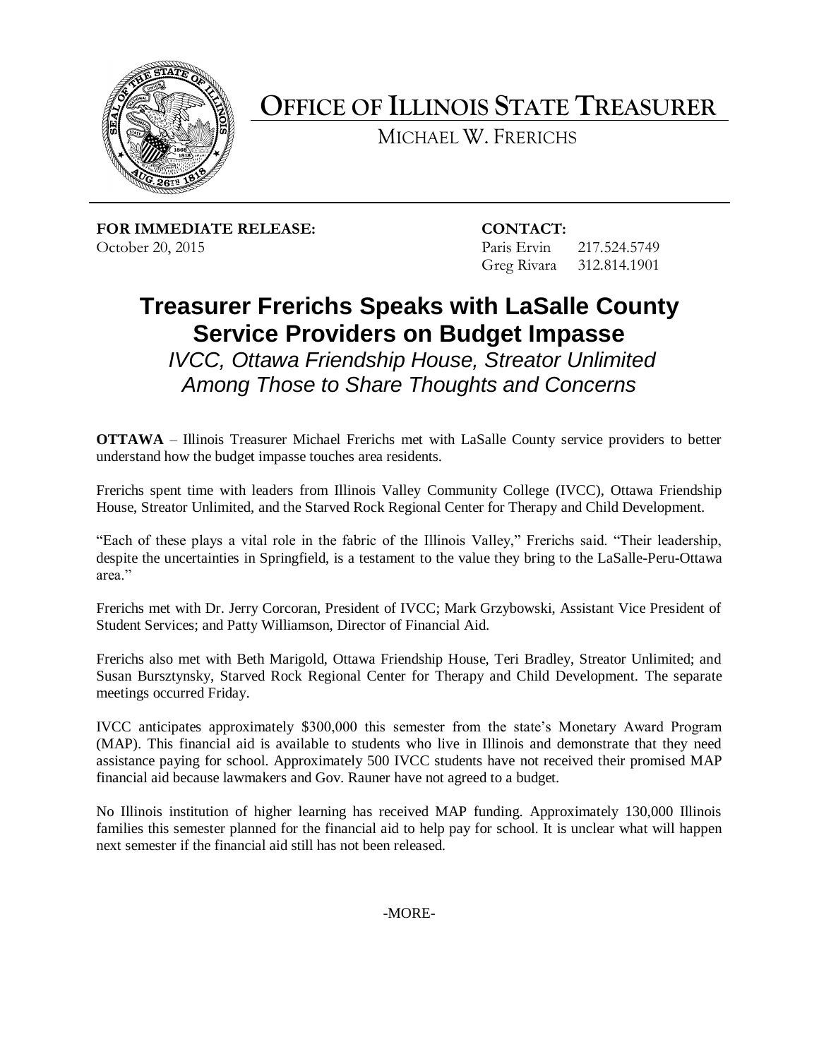# OFFICE OF ILLINOIS STATE TREASURER

MICHAEL W. FRERICHS

**FOR IMMEDIATE RELEASE:**
October 20, 2015

**CONTACT:**
Paris Ervin 217.524.5749
Greg Rivara 312.814.1901

## Treasurer Frerichs Speaks with LaSalle County Service Providers on Budget Impasse

### *IVCC, Ottawa Friendship House, Streator Unlimited Among Those to Share Thoughts and Concerns*

**OTTAWA** – Illinois Treasurer Michael Frerichs met with LaSalle County service providers to better understand how the budget impasse touches area residents.

Frerichs spent time with leaders from Illinois Valley Community College (IVCC), Ottawa Friendship House, Streator Unlimited, and the Starved Rock Regional Center for Therapy and Child Development.

"Each of these plays a vital role in the fabric of the Illinois Valley," Frerichs said. "Their leadership, despite the uncertainties in Springfield, is a testament to the value they bring to the LaSalle-Peru-Ottawa area."

Frerichs met with Dr. Jerry Corcoran, President of IVCC; Mark Grzybowski, Assistant Vice President of Student Services; and Patty Williamson, Director of Financial Aid.

Frerichs also met with Beth Marigold, Ottawa Friendship House, Teri Bradley, Streator Unlimited; and Susan Bursztynsky, Starved Rock Regional Center for Therapy and Child Development. The separate meetings occurred Friday.

IVCC anticipates approximately $300,000 this semester from the state's Monetary Award Program (MAP). This financial aid is available to students who live in Illinois and demonstrate that they need assistance paying for school. Approximately 500 IVCC students have not received their promised MAP financial aid because lawmakers and Gov. Rauner have not agreed to a budget.

No Illinois institution of higher learning has received MAP funding. Approximately 130,000 Illinois families this semester planned for the financial aid to help pay for school. It is unclear what will happen next semester if the financial aid still has not been released.

-MORE-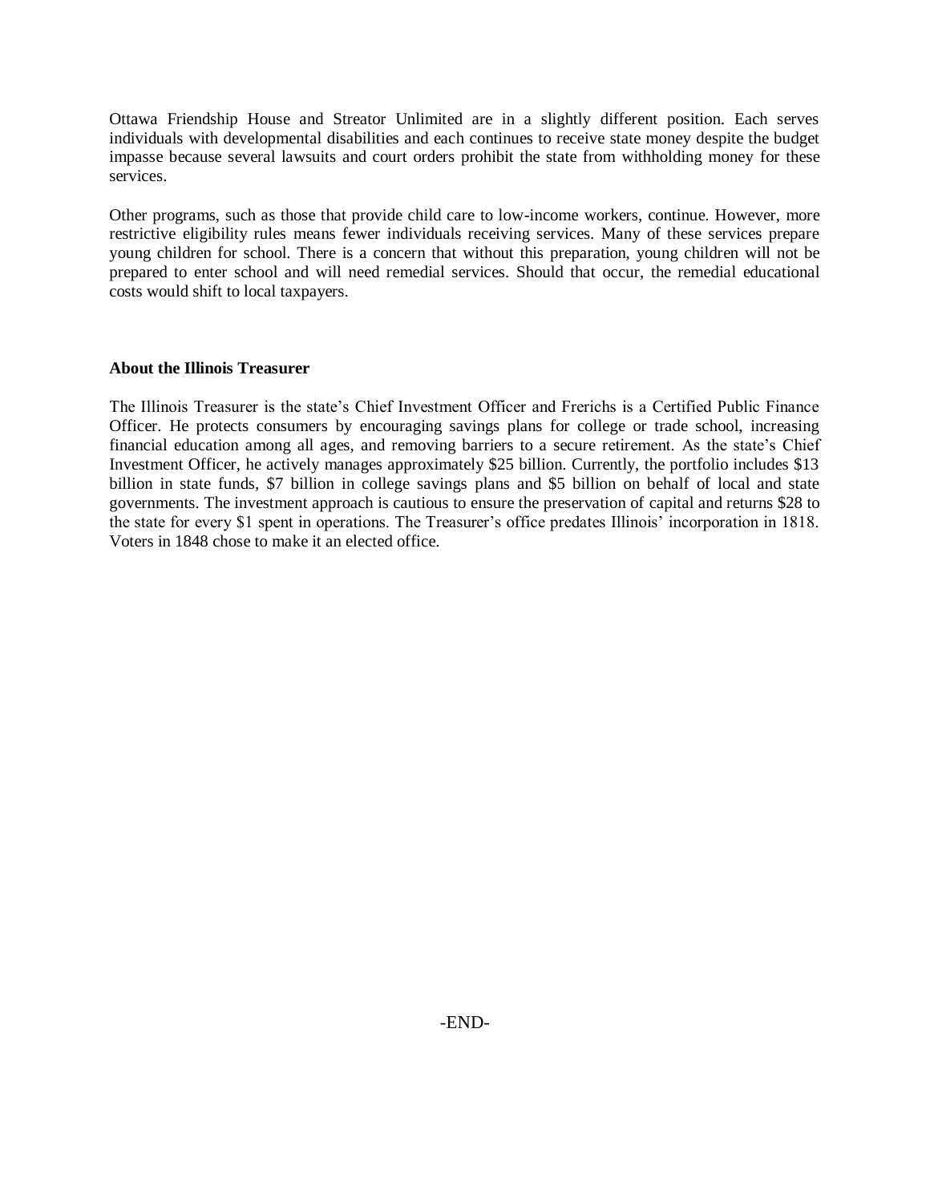Ottawa Friendship House and Streator Unlimited are in a slightly different position. Each serves individuals with developmental disabilities and each continues to receive state money despite the budget impasse because several lawsuits and court orders prohibit the state from withholding money for these services.

Other programs, such as those that provide child care to low-income workers, continue. However, more restrictive eligibility rules means fewer individuals receiving services. Many of these services prepare young children for school. There is a concern that without this preparation, young children will not be prepared to enter school and will need remedial services. Should that occur, the remedial educational costs would shift to local taxpayers.

**About the Illinois Treasurer**

The Illinois Treasurer is the state's Chief Investment Officer and Frerichs is a Certified Public Finance Officer. He protects consumers by encouraging savings plans for college or trade school, increasing financial education among all ages, and removing barriers to a secure retirement. As the state's Chief Investment Officer, he actively manages approximately $25 billion. Currently, the portfolio includes $13 billion in state funds, $7 billion in college savings plans and $5 billion on behalf of local and state governments. The investment approach is cautious to ensure the preservation of capital and returns $28 to the state for every $1 spent in operations. The Treasurer's office predates Illinois' incorporation in 1818. Voters in 1848 chose to make it an elected office.

-END-